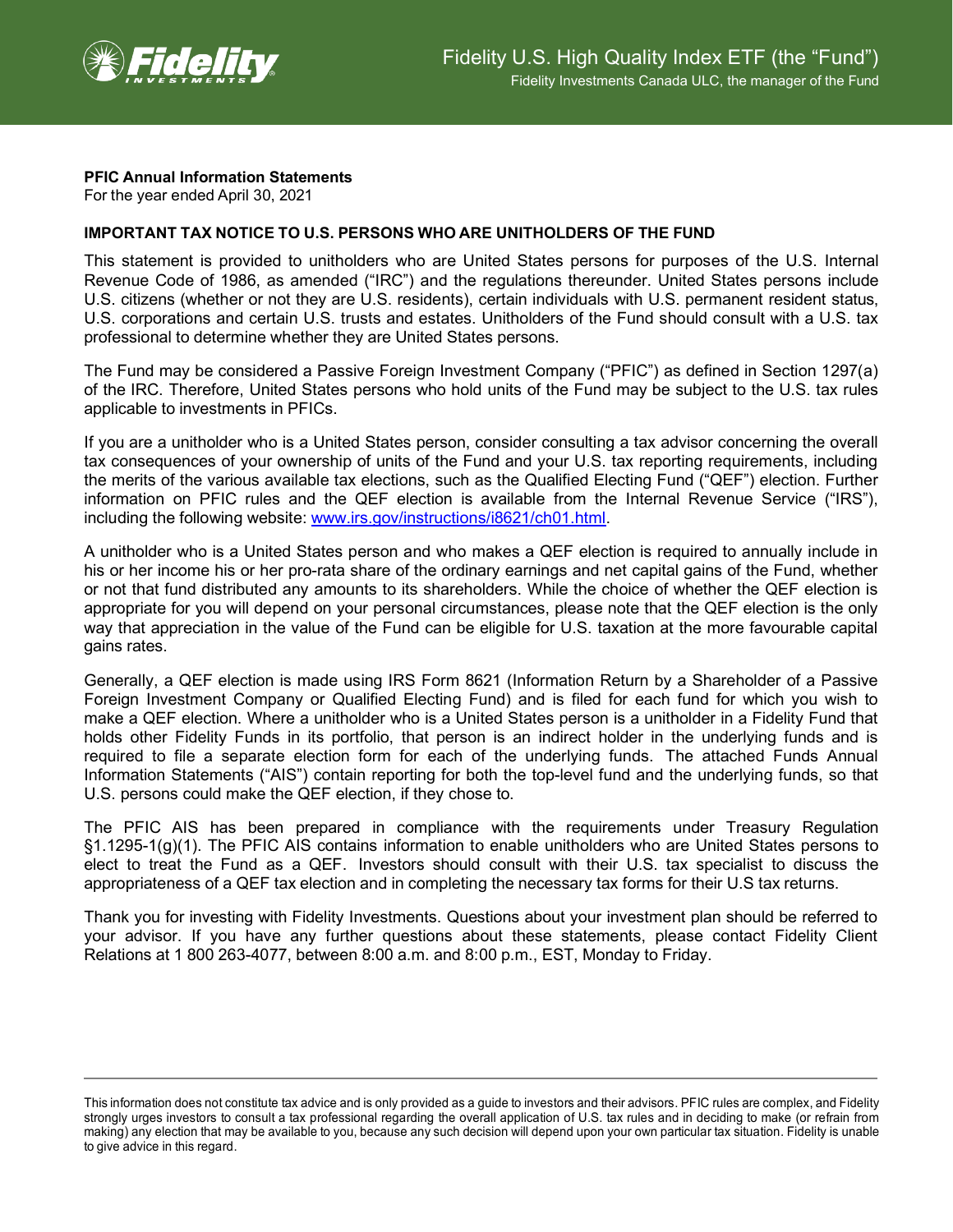Fidelity U.S. High Quality Index ETF (the "Fund")

Fidelity Investments Canada ULC, the manager of the Fund

**PFIC Annual Information Statements**
For the year ended April 30, 2021

**IMPORTANT TAX NOTICE TO U.S. PERSONS WHO ARE UNITHOLDERS OF THE FUND**

This statement is provided to unitholders who are United States persons for purposes of the U.S. Internal Revenue Code of 1986, as amended ("IRC") and the regulations thereunder. United States persons include U.S. citizens (whether or not they are U.S. residents), certain individuals with U.S. permanent resident status, U.S. corporations and certain U.S. trusts and estates. Unitholders of the Fund should consult with a U.S. tax professional to determine whether they are United States persons.

The Fund may be considered a Passive Foreign Investment Company ("PFIC") as defined in Section 1297(a) of the IRC. Therefore, United States persons who hold units of the Fund may be subject to the U.S. tax rules applicable to investments in PFICs.

If you are a unitholder who is a United States person, consider consulting a tax advisor concerning the overall tax consequences of your ownership of units of the Fund and your U.S. tax reporting requirements, including the merits of the various available tax elections, such as the Qualified Electing Fund ("QEF") election. Further information on PFIC rules and the QEF election is available from the Internal Revenue Service ("IRS"), including the following website: www.irs.gov/instructions/i8621/ch01.html.

A unitholder who is a United States person and who makes a QEF election is required to annually include in his or her income his or her pro-rata share of the ordinary earnings and net capital gains of the Fund, whether or not that fund distributed any amounts to its shareholders. While the choice of whether the QEF election is appropriate for you will depend on your personal circumstances, please note that the QEF election is the only way that appreciation in the value of the Fund can be eligible for U.S. taxation at the more favourable capital gains rates.

Generally, a QEF election is made using IRS Form 8621 (Information Return by a Shareholder of a Passive Foreign Investment Company or Qualified Electing Fund) and is filed for each fund for which you wish to make a QEF election. Where a unitholder who is a United States person is a unitholder in a Fidelity Fund that holds other Fidelity Funds in its portfolio, that person is an indirect holder in the underlying funds and is required to file a separate election form for each of the underlying funds. The attached Funds Annual Information Statements ("AIS") contain reporting for both the top-level fund and the underlying funds, so that U.S. persons could make the QEF election, if they chose to.

The PFIC AIS has been prepared in compliance with the requirements under Treasury Regulation §1.1295-1(g)(1). The PFIC AIS contains information to enable unitholders who are United States persons to elect to treat the Fund as a QEF. Investors should consult with their U.S. tax specialist to discuss the appropriateness of a QEF tax election and in completing the necessary tax forms for their U.S tax returns.

Thank you for investing with Fidelity Investments. Questions about your investment plan should be referred to your advisor. If you have any further questions about these statements, please contact Fidelity Client Relations at 1 800 263-4077, between 8:00 a.m. and 8:00 p.m., EST, Monday to Friday.

---

This information does not constitute tax advice and is only provided as a guide to investors and their advisors. PFIC rules are complex, and Fidelity strongly urges investors to consult a tax professional regarding the overall application of U.S. tax rules and in deciding to make (or refrain from making) any election that may be available to you, because any such decision will depend upon your own particular tax situation. Fidelity is unable to give advice in this regard.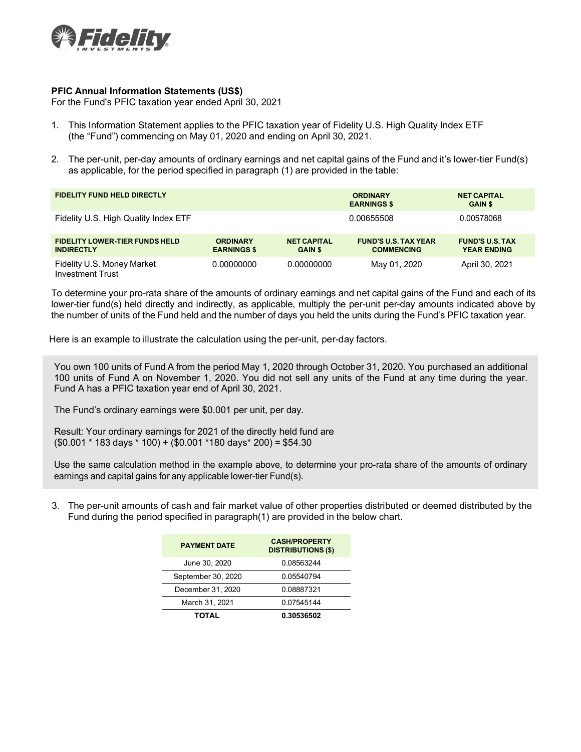**PFIC Annual Information Statements (US$)**
For the Fund's PFIC taxation year ended April 30, 2021

1. This Information Statement applies to the PFIC taxation year of Fidelity U.S. High Quality Index ETF (the "Fund") commencing on May 01, 2020 and ending on April 30, 2021.

2. The per-unit, per-day amounts of ordinary earnings and net capital gains of the Fund and it's lower-tier Fund(s) as applicable, for the period specified in paragraph (1) are provided in the table:

| FIDELITY FUND HELD DIRECTLY | ORDINARY EARNINGS $ | NET CAPITAL GAIN $ |
|---|---|---|
| Fidelity U.S. High Quality Index ETF | 0.00655508 | 0.00578068 |

| FIDELITY LOWER-TIER FUNDS HELD INDIRECTLY | ORDINARY EARNINGS $ | NET CAPITAL GAIN $ | FUND'S U.S. TAX YEAR COMMENCING | FUND'S U.S. TAX YEAR ENDING |
|---|---|---|---|---|
| Fidelity U.S. Money Market Investment Trust | 0.00000000 | 0.00000000 | May 01, 2020 | April 30, 2021 |

To determine your pro-rata share of the amounts of ordinary earnings and net capital gains of the Fund and each of its lower-tier fund(s) held directly and indirectly, as applicable, multiply the per-unit per-day amounts indicated above by the number of units of the Fund held and the number of days you held the units during the Fund's PFIC taxation year.

Here is an example to illustrate the calculation using the per-unit, per-day factors.

You own 100 units of Fund A from the period May 1, 2020 through October 31, 2020. You purchased an additional 100 units of Fund A on November 1, 2020. You did not sell any units of the Fund at any time during the year. Fund A has a PFIC taxation year end of April 30, 2021.

The Fund's ordinary earnings were $0.001 per unit, per day.

Result: Your ordinary earnings for 2021 of the directly held fund are
($0.001 * 183 days * 100) + ($0.001 *180 days* 200) = $54.30

Use the same calculation method in the example above, to determine your pro-rata share of the amounts of ordinary earnings and capital gains for any applicable lower-tier Fund(s).

3. The per-unit amounts of cash and fair market value of other properties distributed or deemed distributed by the Fund during the period specified in paragraph(1) are provided in the below chart.

| PAYMENT DATE | CASH/PROPERTY DISTRIBUTIONS ($) |
|---|---|
| June 30, 2020 | 0.08563244 |
| September 30, 2020 | 0.05540794 |
| December 31, 2020 | 0.08887321 |
| March 31, 2021 | 0.07545144 |
| **TOTAL** | **0.30536502** |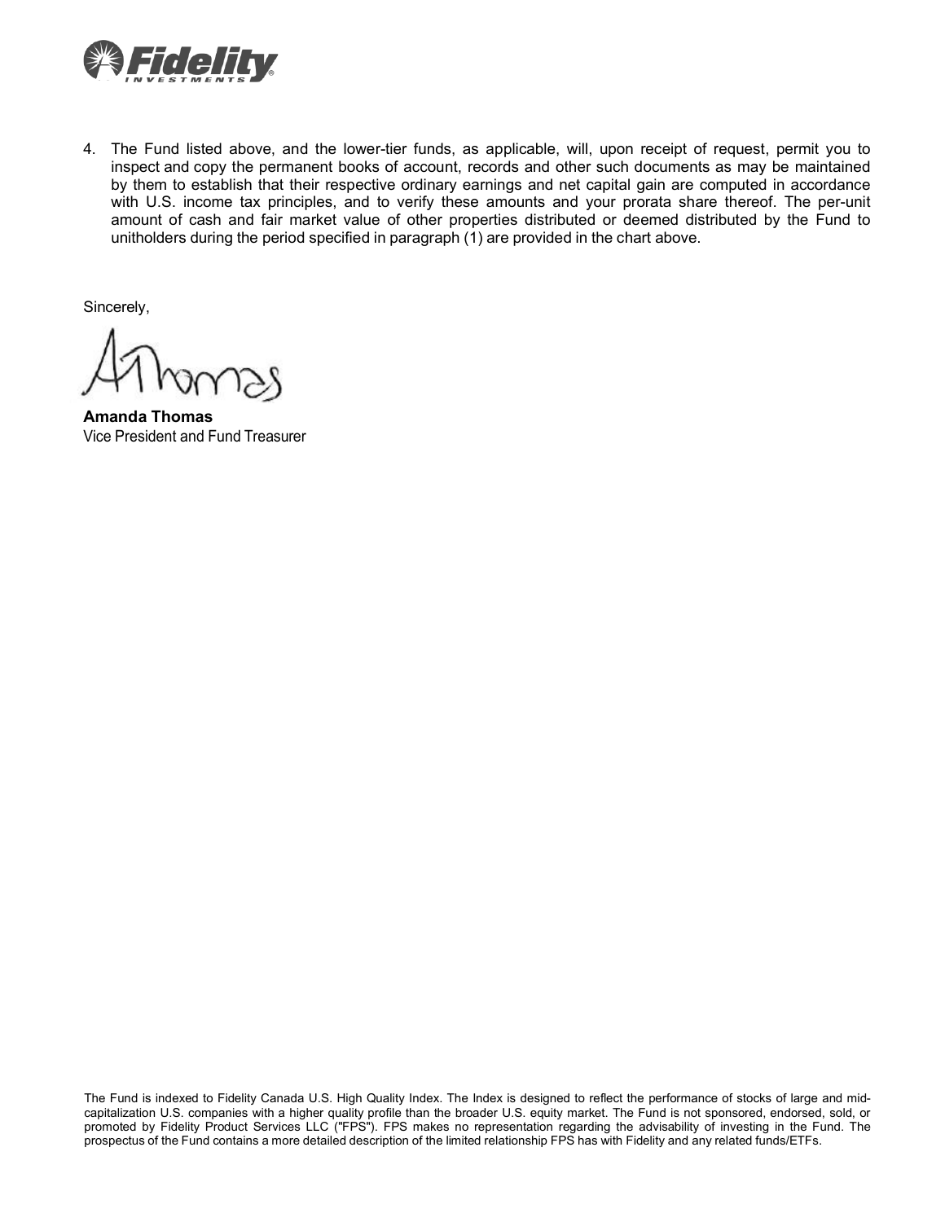4. The Fund listed above, and the lower-tier funds, as applicable, will, upon receipt of request, permit you to inspect and copy the permanent books of account, records and other such documents as may be maintained by them to establish that their respective ordinary earnings and net capital gain are computed in accordance with U.S. income tax principles, and to verify these amounts and your prorata share thereof. The per-unit amount of cash and fair market value of other properties distributed or deemed distributed by the Fund to unitholders during the period specified in paragraph (1) are provided in the chart above.

Sincerely,

**Amanda Thomas**
Vice President and Fund Treasurer

The Fund is indexed to Fidelity Canada U.S. High Quality Index. The Index is designed to reflect the performance of stocks of large and mid-capitalization U.S. companies with a higher quality profile than the broader U.S. equity market. The Fund is not sponsored, endorsed, sold, or promoted by Fidelity Product Services LLC ("FPS"). FPS makes no representation regarding the advisability of investing in the Fund. The prospectus of the Fund contains a more detailed description of the limited relationship FPS has with Fidelity and any related funds/ETFs.